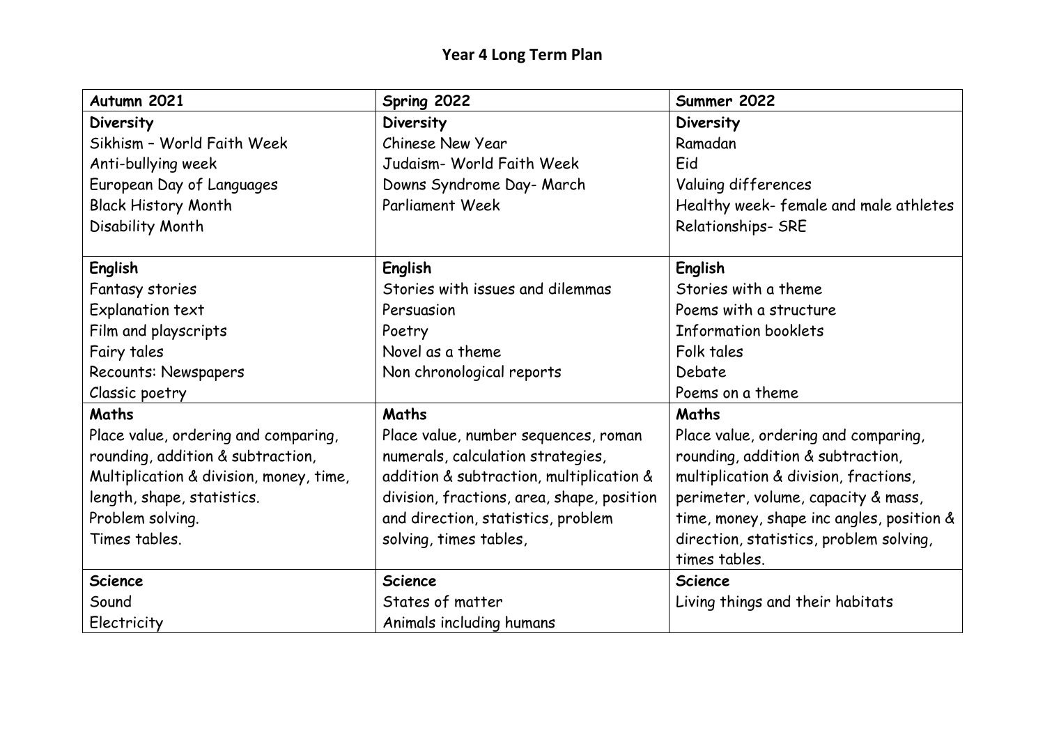# Year 4 Long Term Plan

| Autumn 2021 | Spring 2022 | Summer 2022 |
|---|---|---|
| **Diversity**<br>Sikhism – World Faith Week<br>Anti-bullying week<br>European Day of Languages<br>Black History Month<br>Disability Month | **Diversity**<br>Chinese New Year<br>Judaism- World Faith Week<br>Downs Syndrome Day- March<br>Parliament Week | **Diversity**<br>Ramadan<br>Eid<br>Valuing differences<br>Healthy week- female and male athletes<br>Relationships- SRE |
| **English**<br>Fantasy stories<br>Explanation text<br>Film and playscripts<br>Fairy tales<br>Recounts: Newspapers<br>Classic poetry | **English**<br>Stories with issues and dilemmas<br>Persuasion<br>Poetry<br>Novel as a theme<br>Non chronological reports | **English**<br>Stories with a theme<br>Poems with a structure<br>Information booklets<br>Folk tales<br>Debate<br>Poems on a theme |
| **Maths**<br>Place value, ordering and comparing, rounding, addition & subtraction, Multiplication & division, money, time, length, shape, statistics.<br>Problem solving.<br>Times tables. | **Maths**<br>Place value, number sequences, roman numerals, calculation strategies, addition & subtraction, multiplication & division, fractions, area, shape, position and direction, statistics, problem solving, times tables, | **Maths**<br>Place value, ordering and comparing, rounding, addition & subtraction, multiplication & division, fractions, perimeter, volume, capacity & mass, time, money, shape inc angles, position & direction, statistics, problem solving, times tables. |
| **Science**<br>Sound<br>Electricity | **Science**<br>States of matter<br>Animals including humans | **Science**<br>Living things and their habitats |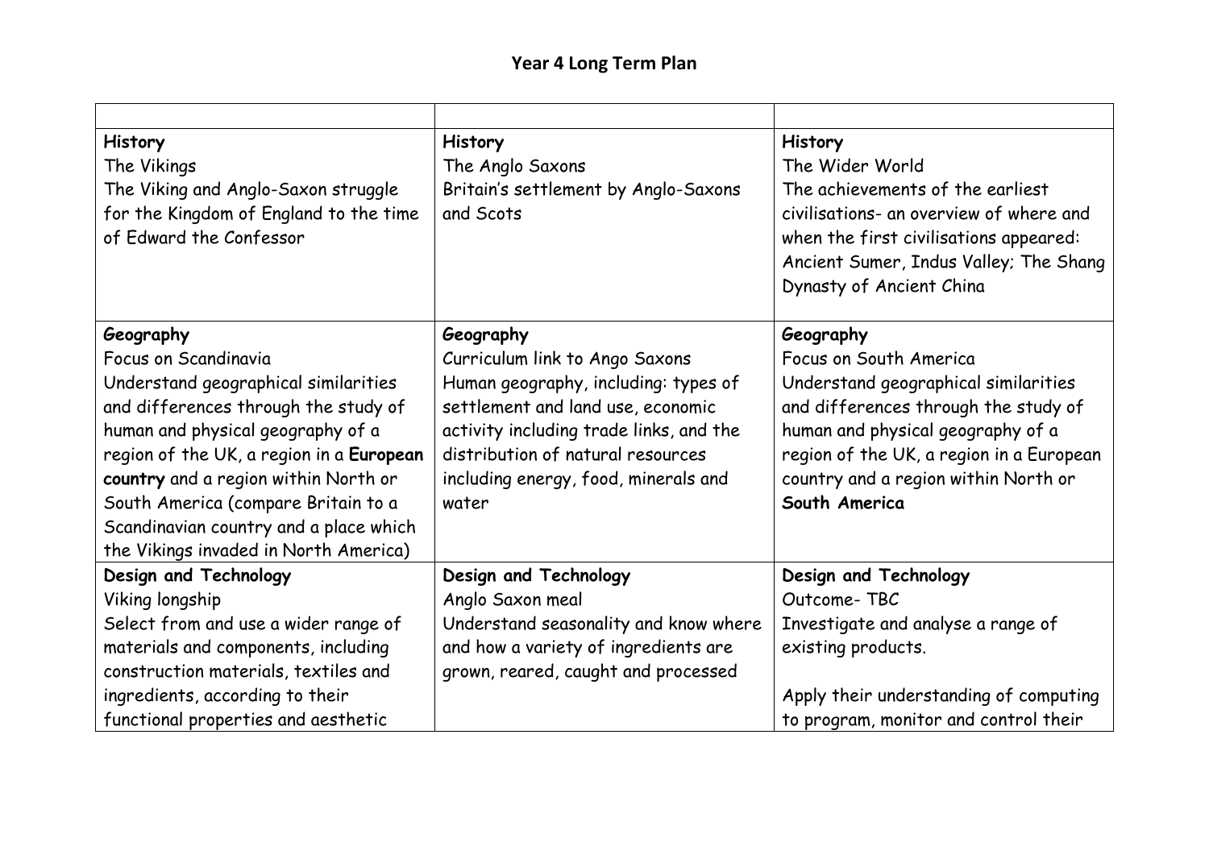# Year 4 Long Term Plan

| | | |
|---|---|---|
| **History**<br>The Vikings<br>The Viking and Anglo-Saxon struggle for the Kingdom of England to the time of Edward the Confessor | **History**<br>The Anglo Saxons<br>Britain's settlement by Anglo-Saxons and Scots | **History**<br>The Wider World<br>The achievements of the earliest civilisations- an overview of where and when the first civilisations appeared: Ancient Sumer, Indus Valley; The Shang Dynasty of Ancient China |
| **Geography**<br>Focus on Scandinavia<br>Understand geographical similarities and differences through the study of human and physical geography of a region of the UK, a region in a **European country** and a region within North or South America (compare Britain to a Scandinavian country and a place which the Vikings invaded in North America) | **Geography**<br>Curriculum link to Ango Saxons<br>Human geography, including: types of settlement and land use, economic activity including trade links, and the distribution of natural resources including energy, food, minerals and water | **Geography**<br>Focus on South America<br>Understand geographical similarities and differences through the study of human and physical geography of a region of the UK, a region in a European country and a region within North or **South America** |
| **Design and Technology**<br>Viking longship<br>Select from and use a wider range of materials and components, including construction materials, textiles and ingredients, according to their functional properties and aesthetic | **Design and Technology**<br>Anglo Saxon meal<br>Understand seasonality and know where and how a variety of ingredients are grown, reared, caught and processed | **Design and Technology**<br>Outcome- TBC<br>Investigate and analyse a range of existing products.<br><br>Apply their understanding of computing to program, monitor and control their |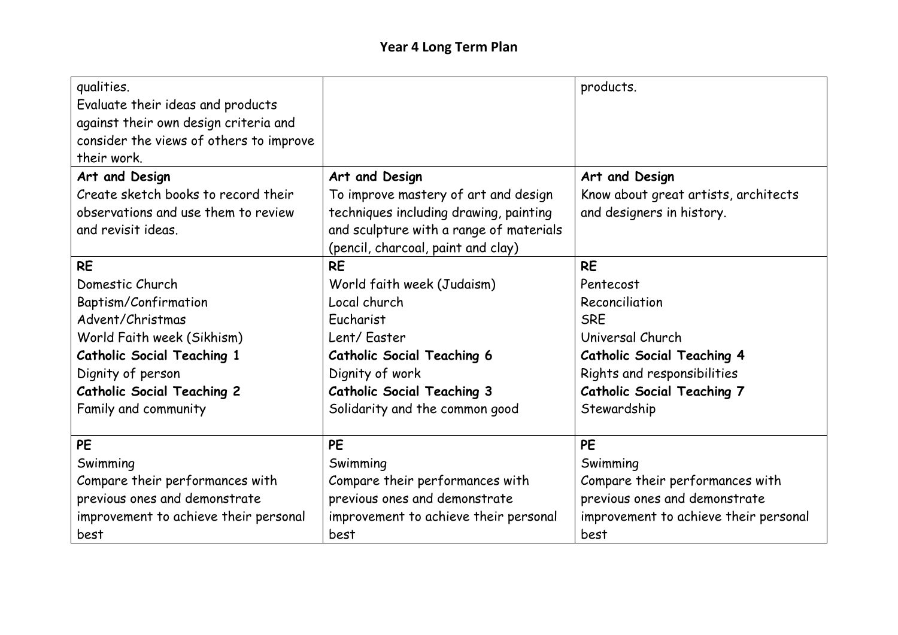## Year 4 Long Term Plan

| | | |
|---|---|---|
| qualities.<br>Evaluate their ideas and products against their own design criteria and consider the views of others to improve their work. | | products. |
| **Art and Design**<br>Create sketch books to record their observations and use them to review and revisit ideas. | **Art and Design**<br>To improve mastery of art and design techniques including drawing, painting and sculpture with a range of materials (pencil, charcoal, paint and clay) | **Art and Design**<br>Know about great artists, architects and designers in history. |
| **RE**<br>Domestic Church<br>Baptism/Confirmation<br>Advent/Christmas<br>World Faith week (Sikhism)<br>**Catholic Social Teaching 1**<br>Dignity of person<br>**Catholic Social Teaching 2**<br>Family and community | **RE**<br>World faith week (Judaism)<br>Local church<br>Eucharist<br>Lent/ Easter<br>**Catholic Social Teaching 6**<br>Dignity of work<br>**Catholic Social Teaching 3**<br>Solidarity and the common good | **RE**<br>Pentecost<br>Reconciliation<br>SRE<br>Universal Church<br>**Catholic Social Teaching 4**<br>Rights and responsibilities<br>**Catholic Social Teaching 7**<br>Stewardship |
| **PE**<br>Swimming<br>Compare their performances with previous ones and demonstrate improvement to achieve their personal best | **PE**<br>Swimming<br>Compare their performances with previous ones and demonstrate improvement to achieve their personal best | **PE**<br>Swimming<br>Compare their performances with previous ones and demonstrate improvement to achieve their personal best |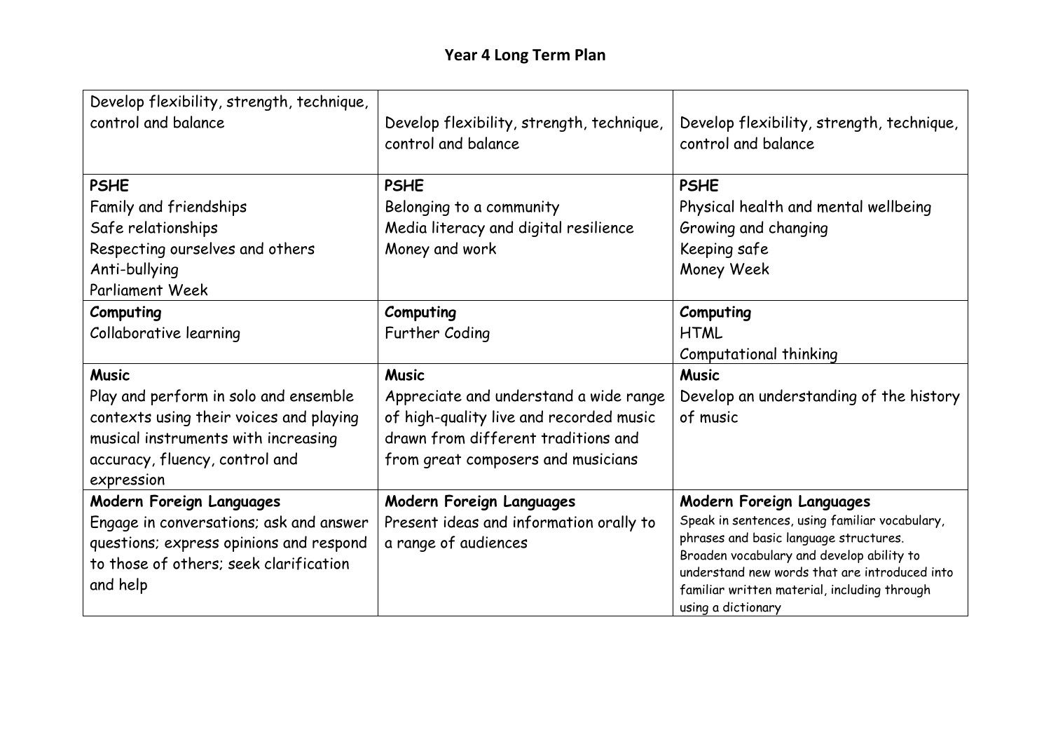## Year 4 Long Term Plan

| | | |
|---|---|---|
| Develop flexibility, strength, technique, control and balance | Develop flexibility, strength, technique, control and balance | Develop flexibility, strength, technique, control and balance |
| **PSHE**<br>Family and friendships<br>Safe relationships<br>Respecting ourselves and others<br>Anti-bullying<br>Parliament Week | **PSHE**<br>Belonging to a community<br>Media literacy and digital resilience<br>Money and work | **PSHE**<br>Physical health and mental wellbeing<br>Growing and changing<br>Keeping safe<br>Money Week |
| **Computing**<br>Collaborative learning | **Computing**<br>Further Coding | **Computing**<br>HTML<br>Computational thinking |
| **Music**<br>Play and perform in solo and ensemble contexts using their voices and playing musical instruments with increasing accuracy, fluency, control and expression | **Music**<br>Appreciate and understand a wide range of high-quality live and recorded music drawn from different traditions and from great composers and musicians | **Music**<br>Develop an understanding of the history of music |
| **Modern Foreign Languages**<br>Engage in conversations; ask and answer questions; express opinions and respond to those of others; seek clarification and help | **Modern Foreign Languages**<br>Present ideas and information orally to a range of audiences | **Modern Foreign Languages**<br>Speak in sentences, using familiar vocabulary, phrases and basic language structures.<br>Broaden vocabulary and develop ability to understand new words that are introduced into familiar written material, including through using a dictionary |